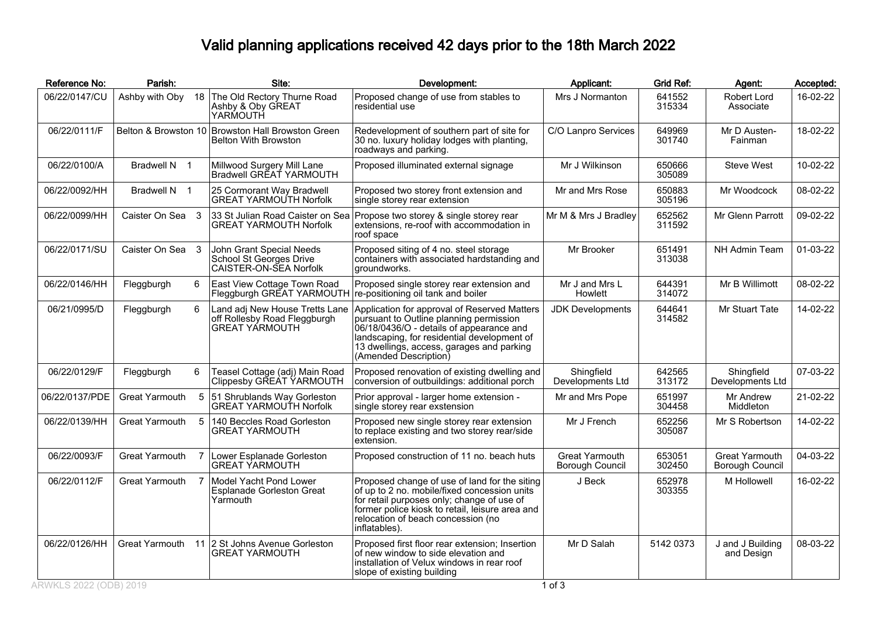# Valid planning applications received 42 days prior to the 18th March 2022

| Reference No: | Parish: | Site: | Development: | Applicant: | Grid Ref: | Agent: | Accepted: |
|---|---|---|---|---|---|---|---|
| 06/22/0147/CU | Ashby with Oby 18 | The Old Rectory Thurne Road Ashby & Oby GREAT YARMOUTH | Proposed change of use from stables to residential use | Mrs J Normanton | 641552 315334 | Robert Lord Associate | 16-02-22 |
| 06/22/0111/F | Belton & Browston 10 | Browston Hall Browston Green Belton With Browston | Redevelopment of southern part of site for 30 no. luxury holiday lodges with planting, roadways and parking. | C/O Lanpro Services | 649969 301740 | Mr D Austen-Fainman | 18-02-22 |
| 06/22/0100/A | Bradwell N 1 | Millwood Surgery Mill Lane Bradwell GREAT YARMOUTH | Proposed illuminated external signage | Mr J Wilkinson | 650666 305089 | Steve West | 10-02-22 |
| 06/22/0092/HH | Bradwell N 1 | 25 Cormorant Way Bradwell GREAT YARMOUTH Norfolk | Proposed two storey front extension and single storey rear extension | Mr and Mrs Rose | 650883 305196 | Mr Woodcock | 08-02-22 |
| 06/22/0099/HH | Caister On Sea 3 | 33 St Julian Road Caister on Sea GREAT YARMOUTH Norfolk | Propose two storey & single storey rear extensions, re-roof with accommodation in roof space | Mr M & Mrs J Bradley | 652562 311592 | Mr Glenn Parrott | 09-02-22 |
| 06/22/0171/SU | Caister On Sea 3 | John Grant Special Needs School St Georges Drive CAISTER-ON-SEA Norfolk | Proposed siting of 4 no. steel storage containers with associated hardstanding and groundworks. | Mr Brooker | 651491 313038 | NH Admin Team | 01-03-22 |
| 06/22/0146/HH | Fleggburgh 6 | East View Cottage Town Road Fleggburgh GREAT YARMOUTH | Proposed single storey rear extension and re-positioning oil tank and boiler | Mr J and Mrs L Howlett | 644391 314072 | Mr B Willimott | 08-02-22 |
| 06/21/0995/D | Fleggburgh 6 | Land adj New House Tretts Lane off Rollesby Road Fleggburgh GREAT YARMOUTH | Application for approval of Reserved Matters pursuant to Outline planning permission 06/18/0436/O - details of appearance and landscaping, for residential development of 13 dwellings, access, garages and parking (Amended Description) | JDK Developments | 644641 314582 | Mr Stuart Tate | 14-02-22 |
| 06/22/0129/F | Fleggburgh 6 | Teasel Cottage (adj) Main Road Clippesby GREAT YARMOUTH | Proposed renovation of existing dwelling and conversion of outbuildings: additional porch | Shingfield Developments Ltd | 642565 313172 | Shingfield Developments Ltd | 07-03-22 |
| 06/22/0137/PDE | Great Yarmouth 5 | 51 Shrublands Way Gorleston GREAT YARMOUTH Norfolk | Prior approval - larger home extension - single storey rear exstension | Mr and Mrs Pope | 651997 304458 | Mr Andrew Middleton | 21-02-22 |
| 06/22/0139/HH | Great Yarmouth 5 | 140 Beccles Road Gorleston GREAT YARMOUTH | Proposed new single storey rear extension to replace existing and two storey rear/side extension. | Mr J French | 652256 305087 | Mr S Robertson | 14-02-22 |
| 06/22/0093/F | Great Yarmouth 7 | Lower Esplanade Gorleston GREAT YARMOUTH | Proposed construction of 11 no. beach huts | Great Yarmouth Borough Council | 653051 302450 | Great Yarmouth Borough Council | 04-03-22 |
| 06/22/0112/F | Great Yarmouth 7 | Model Yacht Pond Lower Esplanade Gorleston Great Yarmouth | Proposed change of use of land for the siting of up to 2 no. mobile/fixed concession units for retail purposes only; change of use of former police kiosk to retail, leisure area and relocation of beach concession (no inflatables). | J Beck | 652978 303355 | M Hollowell | 16-02-22 |
| 06/22/0126/HH | Great Yarmouth 11 | 2 St Johns Avenue Gorleston GREAT YARMOUTH | Proposed first floor rear extension; Insertion of new window to side elevation and installation of Velux windows in rear roof slope of existing building | Mr D Salah | 5142 0373 | J and J Building and Design | 08-03-22 |

ARWKLS 2022 (ODB) 2019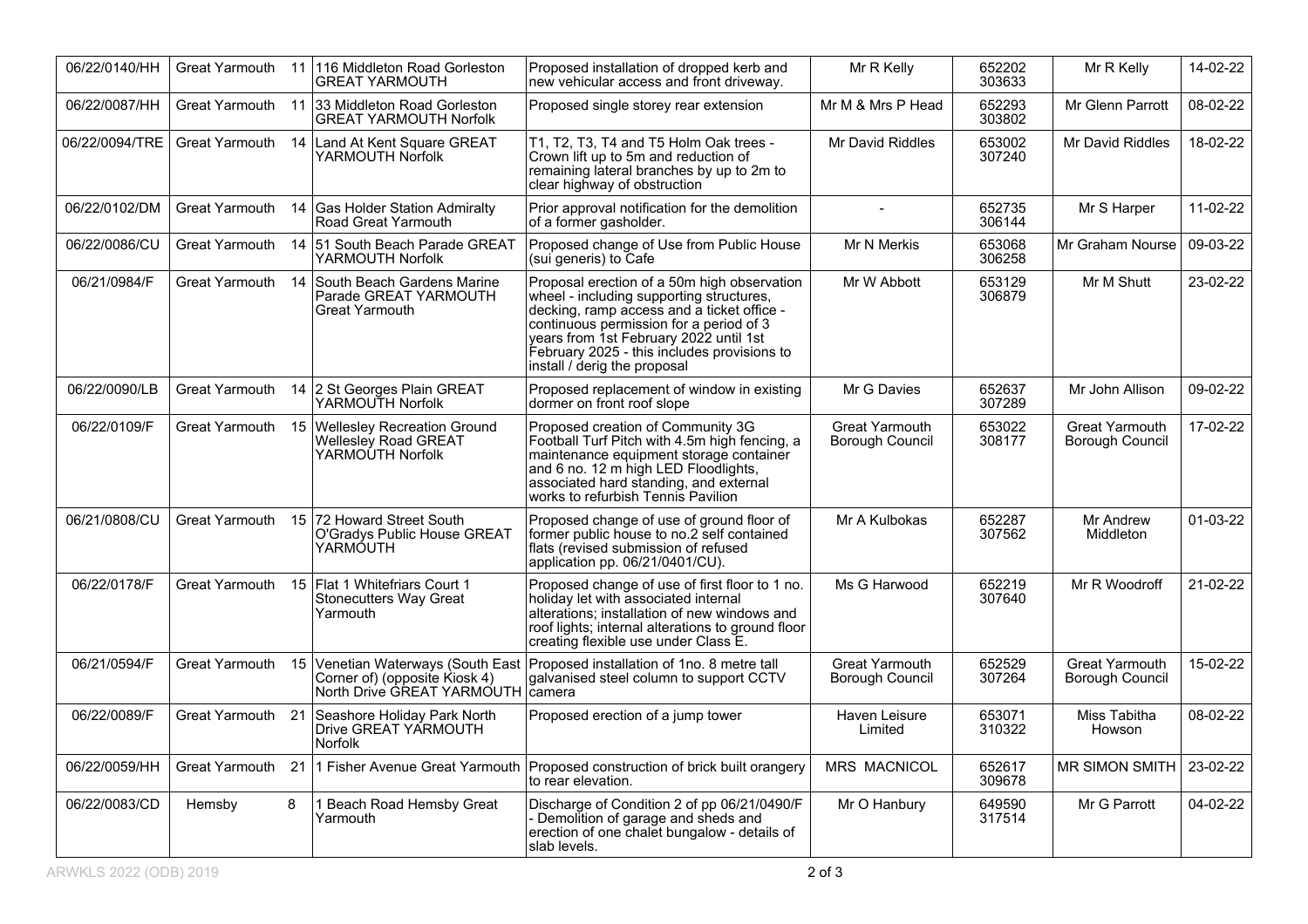| 06/22/0140/HH | Great Yarmouth | 11 | 116 Middleton Road Gorleston GREAT YARMOUTH | Proposed installation of dropped kerb and new vehicular access and front driveway. | Mr R Kelly | 652202 303633 | Mr R Kelly | 14-02-22 |
|---|---|---|---|---|---|---|---|---|
| 06/22/0087/HH | Great Yarmouth | 11 | 33 Middleton Road Gorleston GREAT YARMOUTH Norfolk | Proposed single storey rear extension | Mr M & Mrs P Head | 652293 303802 | Mr Glenn Parrott | 08-02-22 |
| 06/22/0094/TRE | Great Yarmouth | 14 | Land At Kent Square GREAT YARMOUTH Norfolk | T1, T2, T3, T4 and T5 Holm Oak trees - Crown lift up to 5m and reduction of remaining lateral branches by up to 2m to clear highway of obstruction | Mr David Riddles | 653002 307240 | Mr David Riddles | 18-02-22 |
| 06/22/0102/DM | Great Yarmouth | 14 | Gas Holder Station Admiralty Road Great Yarmouth | Prior approval notification for the demolition of a former gasholder. | - | 652735 306144 | Mr S Harper | 11-02-22 |
| 06/22/0086/CU | Great Yarmouth | 14 | 51 South Beach Parade GREAT YARMOUTH Norfolk | Proposed change of Use from Public House (sui generis) to Cafe | Mr N Merkis | 653068 306258 | Mr Graham Nourse | 09-03-22 |
| 06/21/0984/F | Great Yarmouth | 14 | South Beach Gardens Marine Parade GREAT YARMOUTH Great Yarmouth | Proposal erection of a 50m high observation wheel - including supporting structures, decking, ramp access and a ticket office - continuous permission for a period of 3 years from 1st February 2022 until 1st February 2025 - this includes provisions to install / derig the proposal | Mr W Abbott | 653129 306879 | Mr M Shutt | 23-02-22 |
| 06/22/0090/LB | Great Yarmouth | 14 | 2 St Georges Plain GREAT YARMOUTH Norfolk | Proposed replacement of window in existing dormer on front roof slope | Mr G Davies | 652637 307289 | Mr John Allison | 09-02-22 |
| 06/22/0109/F | Great Yarmouth | 15 | Wellesley Recreation Ground Wellesley Road GREAT YARMOUTH Norfolk | Proposed creation of Community 3G Football Turf Pitch with 4.5m high fencing, a maintenance equipment storage container and 6 no. 12 m high LED Floodlights, associated hard standing, and external works to refurbish Tennis Pavilion | Great Yarmouth Borough Council | 653022 308177 | Great Yarmouth Borough Council | 17-02-22 |
| 06/21/0808/CU | Great Yarmouth | 15 | 72 Howard Street South O'Gradys Public House GREAT YARMOUTH | Proposed change of use of ground floor of former public house to no.2 self contained flats (revised submission of refused application pp. 06/21/0401/CU). | Mr A Kulbokas | 652287 307562 | Mr Andrew Middleton | 01-03-22 |
| 06/22/0178/F | Great Yarmouth | 15 | Flat 1 Whitefriars Court 1 Stonecutters Way Great Yarmouth | Proposed change of use of first floor to 1 no. holiday let with associated internal alterations; installation of new windows and roof lights; internal alterations to ground floor creating flexible use under Class E. | Ms G Harwood | 652219 307640 | Mr R Woodroff | 21-02-22 |
| 06/21/0594/F | Great Yarmouth | 15 | Venetian Waterways (South East Corner of) (opposite Kiosk 4) North Drive GREAT YARMOUTH | Proposed installation of 1no. 8 metre tall galvanised steel column to support CCTV camera | Great Yarmouth Borough Council | 652529 307264 | Great Yarmouth Borough Council | 15-02-22 |
| 06/22/0089/F | Great Yarmouth | 21 | Seashore Holiday Park North Drive GREAT YARMOUTH Norfolk | Proposed erection of a jump tower | Haven Leisure Limited | 653071 310322 | Miss Tabitha Howson | 08-02-22 |
| 06/22/0059/HH | Great Yarmouth | 21 | 1 Fisher Avenue Great Yarmouth | Proposed construction of brick built orangery to rear elevation. | MRS MACNICOL | 652617 309678 | MR SIMON SMITH | 23-02-22 |
| 06/22/0083/CD | Hemsby | 8 | 1 Beach Road Hemsby Great Yarmouth | Discharge of Condition 2 of pp 06/21/0490/F - Demolition of garage and sheds and erection of one chalet bungalow - details of slab levels. | Mr O Hanbury | 649590 317514 | Mr G Parrott | 04-02-22 |

ARWKLS 2022 (ODB) 2019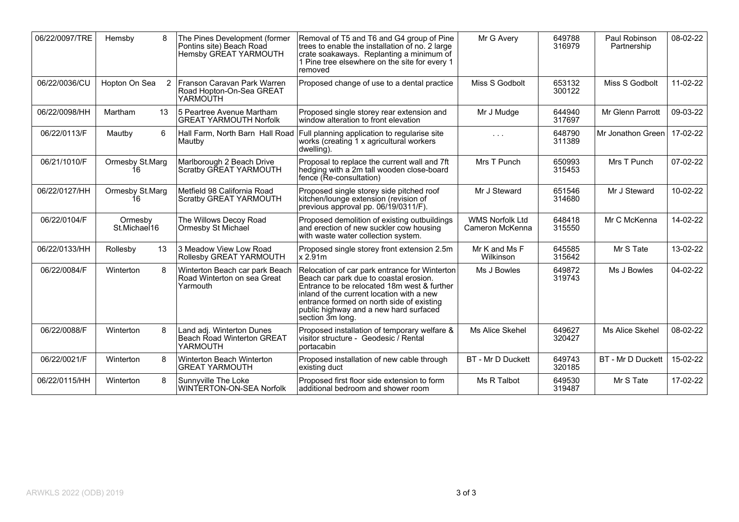| | | | | | | | |
|---|---|---|---|---|---|---|---|
| 06/22/0097/TRE | Hemsby 8 | The Pines Development (former Pontins site) Beach Road Hemsby GREAT YARMOUTH | Removal of T5 and T6 and G4 group of Pine trees to enable the installation of no. 2 large crate soakaways. Replanting a minimum of 1 Pine tree elsewhere on the site for every 1 removed | Mr G Avery | 649788 316979 | Paul Robinson Partnership | 08-02-22 |
| 06/22/0036/CU | Hopton On Sea 2 | Franson Caravan Park Warren Road Hopton-On-Sea GREAT YARMOUTH | Proposed change of use to a dental practice | Miss S Godbolt | 653132 300122 | Miss S Godbolt | 11-02-22 |
| 06/22/0098/HH | Martham 13 | 5 Peartree Avenue Martham GREAT YARMOUTH Norfolk | Proposed single storey rear extension and window alteration to front elevation | Mr J Mudge | 644940 317697 | Mr Glenn Parrott | 09-03-22 |
| 06/22/0113/F | Mautby 6 | Hall Farm, North Barn Hall Road Mautby | Full planning application to regularise site works (creating 1 x agricultural workers dwelling). | . . . | 648790 311389 | Mr Jonathon Green | 17-02-22 |
| 06/21/1010/F | Ormesby St.Marg 16 | Marlborough 2 Beach Drive Scratby GREAT YARMOUTH | Proposal to replace the current wall and 7ft hedging with a 2m tall wooden close-board fence (Re-consultation) | Mrs T Punch | 650993 315453 | Mrs T Punch | 07-02-22 |
| 06/22/0127/HH | Ormesby St.Marg 16 | Metfield 98 California Road Scratby GREAT YARMOUTH | Proposed single storey side pitched roof kitchen/lounge extension (revision of previous approval pp. 06/19/0311/F). | Mr J Steward | 651546 314680 | Mr J Steward | 10-02-22 |
| 06/22/0104/F | Ormesby St.Michael16 | The Willows Decoy Road Ormesby St Michael | Proposed demolition of existing outbuildings and erection of new suckler cow housing with waste water collection system. | WMS Norfolk Ltd Cameron McKenna | 648418 315550 | Mr C McKenna | 14-02-22 |
| 06/22/0133/HH | Rollesby 13 | 3 Meadow View Low Road Rollesby GREAT YARMOUTH | Proposed single storey front extension 2.5m x 2.91m | Mr K and Ms F Wilkinson | 645585 315642 | Mr S Tate | 13-02-22 |
| 06/22/0084/F | Winterton 8 | Winterton Beach car park Beach Road Winterton on sea Great Yarmouth | Relocation of car park entrance for Winterton Beach car park due to coastal erosion. Entrance to be relocated 18m west & further inland of the current location with a new entrance formed on north side of existing public highway and a new hard surfaced section 3m long. | Ms J Bowles | 649872 319743 | Ms J Bowles | 04-02-22 |
| 06/22/0088/F | Winterton 8 | Land adj. Winterton Dunes Beach Road Winterton GREAT YARMOUTH | Proposed installation of temporary welfare & visitor structure - Geodesic / Rental portacabin | Ms Alice Skehel | 649627 320427 | Ms Alice Skehel | 08-02-22 |
| 06/22/0021/F | Winterton 8 | Winterton Beach Winterton GREAT YARMOUTH | Proposed installation of new cable through existing duct | BT - Mr D Duckett | 649743 320185 | BT - Mr D Duckett | 15-02-22 |
| 06/22/0115/HH | Winterton 8 | Sunnyville The Loke WINTERTON-ON-SEA Norfolk | Proposed first floor side extension to form additional bedroom and shower room | Ms R Talbot | 649530 319487 | Mr S Tate | 17-02-22 |

ARWKLS 2022 (ODB) 2019